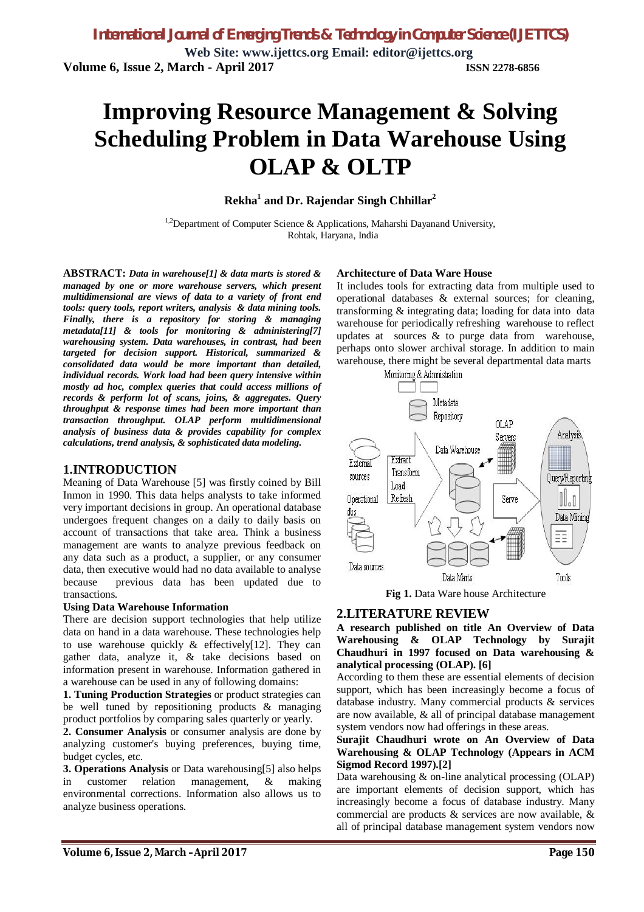# Improving Resource Management & Solving Scheduling Problem in Data Warehouse Using OLAP & OLTP

**Rekha[1] and Dr. Rajendar Singh Chhillar[2]**

[1,2]Department of Computer Science & Applications, Maharshi Dayanand University, Rohtak, Haryana, India

**ABSTRACT:** ***Data in warehouse[1] & data marts is stored & managed by one or more warehouse servers, which present multidimensional are views of data to a variety of front end tools: query tools, report writers, analysis & data mining tools. Finally, there is a repository for storing & managing metadata[11] & tools for monitoring & administering[7] warehousing system. Data warehouses, in contrast, had been targeted for decision support. Historical, summarized & consolidated data would be more important than detailed, individual records. Work load had been query intensive within mostly ad hoc, complex queries that could access millions of records & perform lot of scans, joins, & aggregates. Query throughput & response times had been more important than transaction throughput. OLAP perform multidimensional analysis of business data & provides capability for complex calculations, trend analysis, & sophisticated data modeling.***

## 1.INTRODUCTION

Meaning of Data Warehouse [5] was firstly coined by Bill Inmon in 1990. This data helps analysts to take informed very important decisions in group. An operational database undergoes frequent changes on a daily to daily basis on account of transactions that take area. Think a business management are wants to analyze previous feedback on any data such as a product, a supplier, or any consumer data, then executive would had no data available to analyse because previous data has been updated due to transactions.

**Using Data Warehouse Information**

There are decision support technologies that help utilize data on hand in a data warehouse. These technologies help to use warehouse quickly & effectively[12]. They can gather data, analyze it, & take decisions based on information present in warehouse. Information gathered in a warehouse can be used in any of following domains:

**1. Tuning Production Strategies** or product strategies can be well tuned by repositioning products & managing product portfolios by comparing sales quarterly or yearly.

**2. Consumer Analysis** or consumer analysis are done by analyzing customer's buying preferences, buying time, budget cycles, etc.

**3. Operations Analysis** or Data warehousing[5] also helps in customer relation management, & making environmental corrections. Information also allows us to analyze business operations.

**Architecture of Data Ware House**

It includes tools for extracting data from multiple used to operational databases & external sources; for cleaning, transforming & integrating data; loading for data into data warehouse for periodically refreshing warehouse to reflect updates at sources & to purge data from warehouse, perhaps onto slower archival storage. In addition to main warehouse, there might be several departmental data marts

Monitoring & Administration

Metadata Repository

OLAP Servers

Analysis

External sources

Extract Transform Load Refresh

Data Warehouse

Query/Reporting

Operational dbs

Serve

Data Mining

Data sources

Data Marts

Tools

**Fig 1.** Data Ware house Architecture

## 2.LITERATURE REVIEW

**A research published on title An Overview of Data Warehousing & OLAP Technology by Surajit Chaudhuri in 1997 focused on Data warehousing & analytical processing (OLAP). [6]**

According to them these are essential elements of decision support, which has been increasingly become a focus of database industry. Many commercial products & services are now available, & all of principal database management system vendors now had offerings in these areas.

**Surajit Chaudhuri wrote on An Overview of Data Warehousing & OLAP Technology (Appears in ACM Sigmod Record 1997).[2]**

Data warehousing & on-line analytical processing (OLAP) are important elements of decision support, which has increasingly become a focus of database industry. Many commercial are products & services are now available, & all of principal database management system vendors now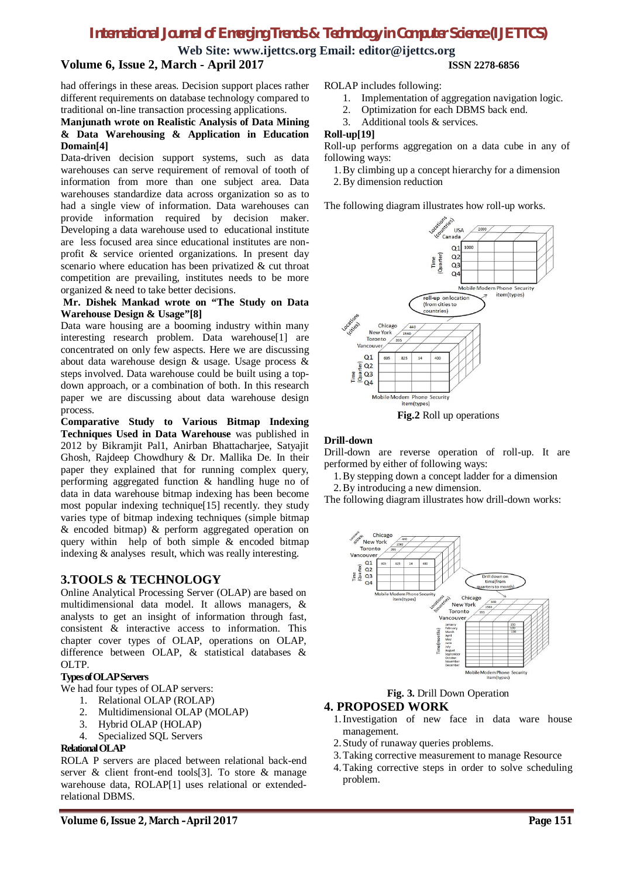had offerings in these areas. Decision support places rather different requirements on database technology compared to traditional on-line transaction processing applications.

**Manjunath wrote on Realistic Analysis of Data Mining & Data Warehousing & Application in Education Domain[4]**

Data-driven decision support systems, such as data warehouses can serve requirement of removal of tooth of information from more than one subject area. Data warehouses standardize data across organization so as to had a single view of information. Data warehouses can provide information required by decision maker. Developing a data warehouse used to educational institute are less focused area since educational institutes are non-profit & service oriented organizations. In present day scenario where education has been privatized & cut throat competition are prevailing, institutes needs to be more organized & need to take better decisions.

**Mr. Dishek Mankad wrote on "The Study on Data Warehouse Design & Usage"[8]**

Data ware housing are a booming industry within many interesting research problem. Data warehouse[1] are concentrated on only few aspects. Here we are discussing about data warehouse design & usage. Usage process & steps involved. Data warehouse could be built using a top-down approach, or a combination of both. In this research paper we are discussing about data warehouse design process.

**Comparative Study to Various Bitmap Indexing Techniques Used in Data Warehouse** was published in 2012 by Bikramjit Pal1, Anirban Bhattacharjee, Satyajit Ghosh, Rajdeep Chowdhury & Dr. Mallika De. In their paper they explained that for running complex query, performing aggregated function & handling huge no of data in data warehouse bitmap indexing has been become most popular indexing technique[15] recently. they study varies type of bitmap indexing techniques (simple bitmap & encoded bitmap) & perform aggregated operation on query within help of both simple & encoded bitmap indexing & analyses result, which was really interesting.

## 3.TOOLS & TECHNOLOGY

Online Analytical Processing Server (OLAP) are based on multidimensional data model. It allows managers, & analysts to get an insight of information through fast, consistent & interactive access to information. This chapter cover types of OLAP, operations on OLAP, difference between OLAP, & statistical databases & OLTP.

**Types of OLAP Servers**

We had four types of OLAP servers:

1. Relational OLAP (ROLAP)
2. Multidimensional OLAP (MOLAP)
3. Hybrid OLAP (HOLAP)
4. Specialized SQL Servers

**Relational OLAP**

ROLA P servers are placed between relational back-end server & client front-end tools[3]. To store & manage warehouse data, ROLAP[1] uses relational or extended-relational DBMS.

ROLAP includes following:

1. Implementation of aggregation navigation logic.
2. Optimization for each DBMS back end.
3. Additional tools & services.

**Roll-up[19]**

Roll-up performs aggregation on a data cube in any of following ways:

1. By climbing up a concept hierarchy for a dimension
2. By dimension reduction

The following diagram illustrates how roll-up works.

**Fig.2** Roll up operations

**Drill-down**

Drill-down are reverse operation of roll-up. It are performed by either of following ways:

1. By stepping down a concept ladder for a dimension
2. By introducing a new dimension.

The following diagram illustrates how drill-down works:

**Fig. 3.** Drill Down Operation

## 4. PROPOSED WORK

1. Investigation of new face in data ware house management.
2. Study of runaway queries problems.
3. Taking corrective measurement to manage Resource
4. Taking corrective steps in order to solve scheduling problem.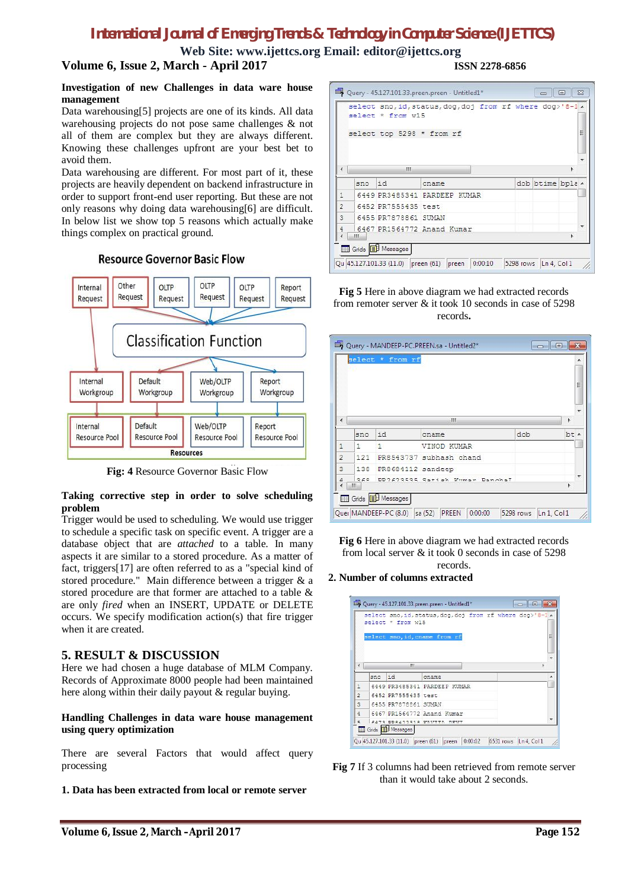**Investigation of new Challenges in data ware house management**

Data warehousing[5] projects are one of its kinds. All data warehousing projects do not pose same challenges & not all of them are complex but they are always different. Knowing these challenges upfront are your best bet to avoid them.

Data warehousing are different. For most part of it, these projects are heavily dependent on backend infrastructure in order to support front-end user reporting. But these are not only reasons why doing data warehousing[6] are difficult. In below list we show top 5 reasons which actually make things complex on practical ground.

**Fig: 4** Resource Governor Basic Flow

**Taking corrective step in order to solve scheduling problem**

Trigger would be used to scheduling. We would use trigger to schedule a specific task on specific event. A trigger are a database object that are *attached* to a table. In many aspects it are similar to a stored procedure. As a matter of fact, triggers[17] are often referred to as a "special kind of stored procedure." Main difference between a trigger & a stored procedure are that former are attached to a table & are only *fired* when an INSERT, UPDATE or DELETE occurs. We specify modification action(s) that fire trigger when it are created.

## 5. RESULT & DISCUSSION

Here we had chosen a huge database of MLM Company. Records of Approximate 8000 people had been maintained here along within their daily payout & regular buying.

**Handling Challenges in data ware house management using query optimization**

There are several Factors that would affect query processing

**1. Data has been extracted from local or remote server**

**Fig 5** Here in above diagram we had extracted records from remoter server & it took 10 seconds in case of 5298 records**.**

**Fig 6** Here in above diagram we had extracted records from local server & it took 0 seconds in case of 5298 records.

**2. Number of columns extracted**

**Fig 7** If 3 columns had been retrieved from remote server than it would take about 2 seconds.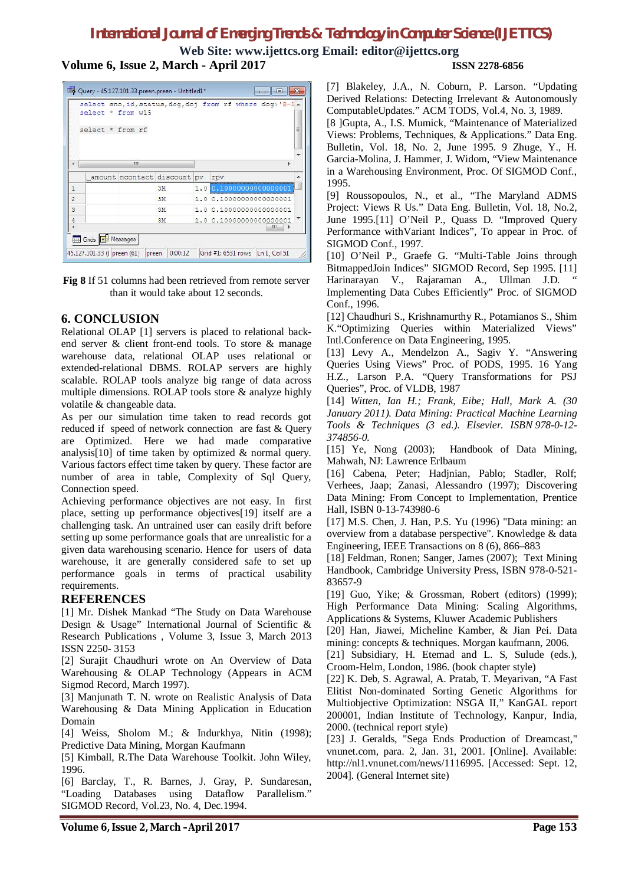**Fig 8** If 51 columns had been retrieved from remote server than it would take about 12 seconds.

## 6. CONCLUSION

Relational OLAP [1] servers is placed to relational back-end server & client front-end tools. To store & manage warehouse data, relational OLAP uses relational or extended-relational DBMS. ROLAP servers are highly scalable. ROLAP tools analyze big range of data across multiple dimensions. ROLAP tools store & analyze highly volatile & changeable data.

As per our simulation time taken to read records got reduced if speed of network connection are fast & Query are Optimized. Here we had made comparative analysis[10] of time taken by optimized & normal query. Various factors effect time taken by query. These factor are number of area in table, Complexity of Sql Query, Connection speed.

Achieving performance objectives are not easy. In first place, setting up performance objectives[19] itself are a challenging task. An untrained user can easily drift before setting up some performance goals that are unrealistic for a given data warehousing scenario. Hence for users of data warehouse, it are generally considered safe to set up performance goals in terms of practical usability requirements.

## REFERENCES

[1] Mr. Dishek Mankad "The Study on Data Warehouse Design & Usage" International Journal of Scientific & Research Publications , Volume 3, Issue 3, March 2013 ISSN 2250- 3153

[2] Surajit Chaudhuri wrote on An Overview of Data Warehousing & OLAP Technology (Appears in ACM Sigmod Record, March 1997).

[3] Manjunath T. N. wrote on Realistic Analysis of Data Warehousing & Data Mining Application in Education Domain

[4] Weiss, Sholom M.; & Indurkhya, Nitin (1998); Predictive Data Mining, Morgan Kaufmann

[5] Kimball, R.The Data Warehouse Toolkit. John Wiley, 1996.

[6] Barclay, T., R. Barnes, J. Gray, P. Sundaresan, "Loading Databases using Dataflow Parallelism." SIGMOD Record, Vol.23, No. 4, Dec.1994.

[7] Blakeley, J.A., N. Coburn, P. Larson. "Updating Derived Relations: Detecting Irrelevant & Autonomously ComputableUpdates." ACM TODS, Vol.4, No. 3, 1989.

[8 ]Gupta, A., I.S. Mumick, "Maintenance of Materialized Views: Problems, Techniques, & Applications." Data Eng. Bulletin, Vol. 18, No. 2, June 1995. 9 Zhuge, Y., H. Garcia-Molina, J. Hammer, J. Widom, "View Maintenance in a Warehousing Environment, Proc. Of SIGMOD Conf., 1995.

[9] Roussopoulos, N., et al., "The Maryland ADMS Project: Views R Us." Data Eng. Bulletin, Vol. 18, No.2, June 1995.[11] O'Neil P., Quass D. "Improved Query Performance withVariant Indices", To appear in Proc. of SIGMOD Conf., 1997.

[10] O'Neil P., Graefe G. "Multi-Table Joins through BitmappedJoin Indices" SIGMOD Record, Sep 1995. [11] Harinarayan V., Rajaraman A., Ullman J.D. " Implementing Data Cubes Efficiently" Proc. of SIGMOD Conf., 1996.

[12] Chaudhuri S., Krishnamurthy R., Potamianos S., Shim K."Optimizing Queries within Materialized Views" Intl.Conference on Data Engineering, 1995.

[13] Levy A., Mendelzon A., Sagiv Y. "Answering Queries Using Views" Proc. of PODS, 1995. 16 Yang H.Z., Larson P.A. "Query Transformations for PSJ Queries", Proc. of VLDB, 1987

[14] *Witten, Ian H.; Frank, Eibe; Hall, Mark A. (30 January 2011). Data Mining: Practical Machine Learning Tools & Techniques (3 ed.). Elsevier. ISBN 978-0-12-374856-0.*

[15] Ye, Nong (2003); Handbook of Data Mining, Mahwah, NJ: Lawrence Erlbaum

[16] Cabena, Peter; Hadjnian, Pablo; Stadler, Rolf; Verhees, Jaap; Zanasi, Alessandro (1997); Discovering Data Mining: From Concept to Implementation, Prentice Hall, ISBN 0-13-743980-6

[17] M.S. Chen, J. Han, P.S. Yu (1996) "Data mining: an overview from a database perspective". Knowledge & data Engineering, IEEE Transactions on 8 (6), 866–883

[18] Feldman, Ronen; Sanger, James (2007); Text Mining Handbook, Cambridge University Press, ISBN 978-0-521-83657-9

[19] Guo, Yike; & Grossman, Robert (editors) (1999); High Performance Data Mining: Scaling Algorithms, Applications & Systems, Kluwer Academic Publishers

[20] Han, Jiawei, Micheline Kamber, & Jian Pei. Data mining: concepts & techniques. Morgan kaufmann, 2006.

[21] Subsidiary, H. Etemad and L. S, Sulude (eds.), Croom-Helm, London, 1986. (book chapter style)

[22] K. Deb, S. Agrawal, A. Pratab, T. Meyarivan, "A Fast Elitist Non-dominated Sorting Genetic Algorithms for Multiobjective Optimization: NSGA II," KanGAL report 200001, Indian Institute of Technology, Kanpur, India, 2000. (technical report style)

[23] J. Geralds, "Sega Ends Production of Dreamcast," vnunet.com, para. 2, Jan. 31, 2001. [Online]. Available: http://nl1.vnunet.com/news/1116995. [Accessed: Sept. 12, 2004]. (General Internet site)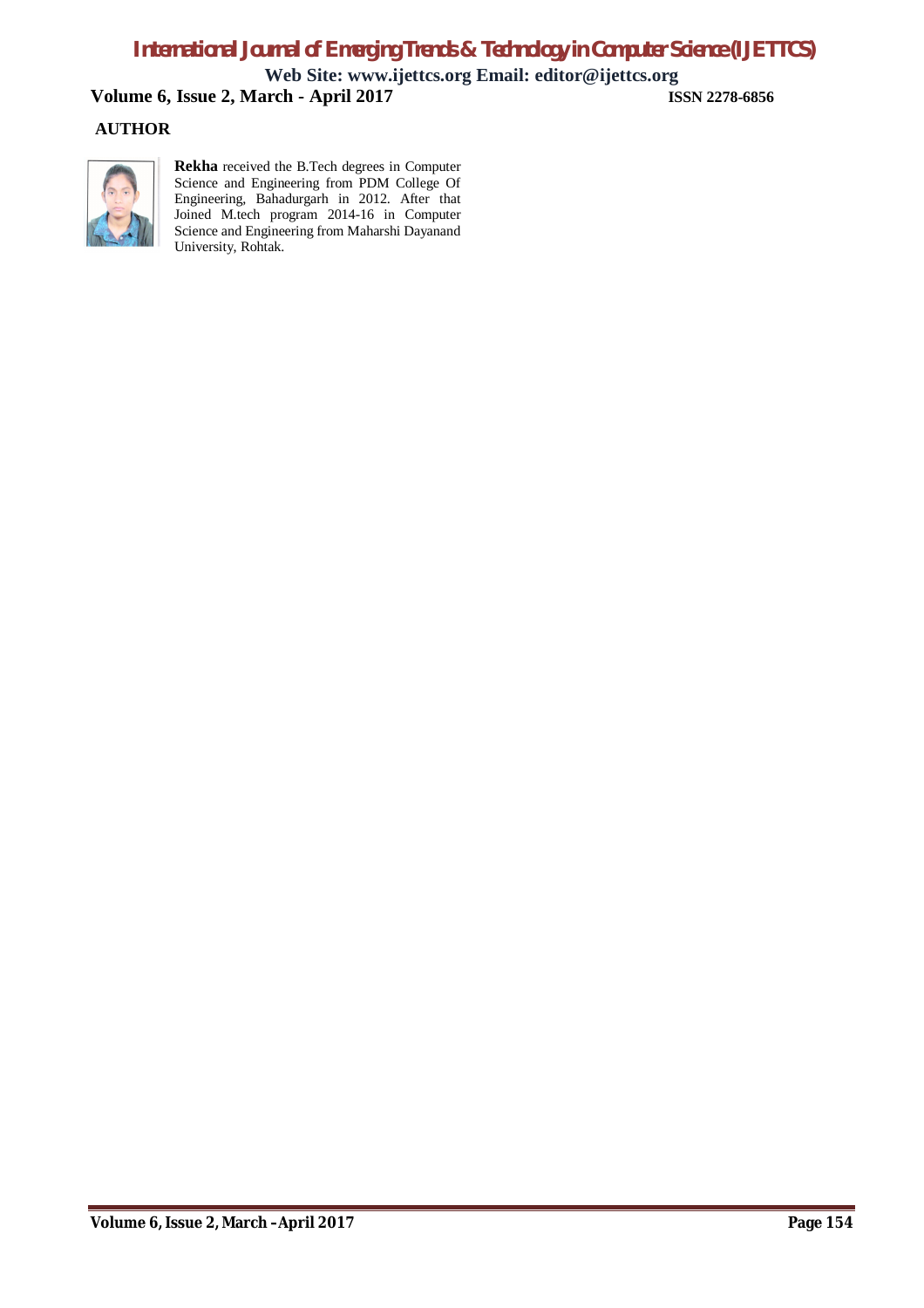## AUTHOR

**Rekha** received the B.Tech degrees in Computer Science and Engineering from PDM College Of Engineering, Bahadurgarh in 2012. After that Joined M.tech program 2014-16 in Computer Science and Engineering from Maharshi Dayanand University, Rohtak.